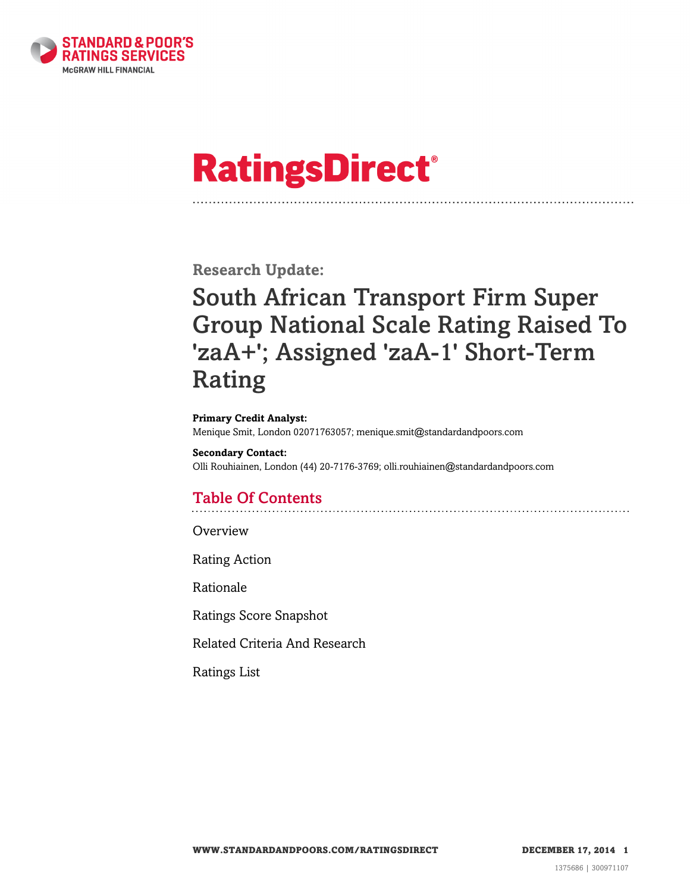# RatingsDirect®

## Research Update:

# South African Transport Firm Super Group National Scale Rating Raised To 'zaA+'; Assigned 'zaA-1' Short-Term Rating

**Primary Credit Analyst:**
Menique Smit, London 02071763057; menique.smit@standardandpoors.com

**Secondary Contact:**
Olli Rouhiainen, London (44) 20-7176-3769; olli.rouhiainen@standardandpoors.com

## Table Of Contents

Overview

Rating Action

Rationale

Ratings Score Snapshot

Related Criteria And Research

Ratings List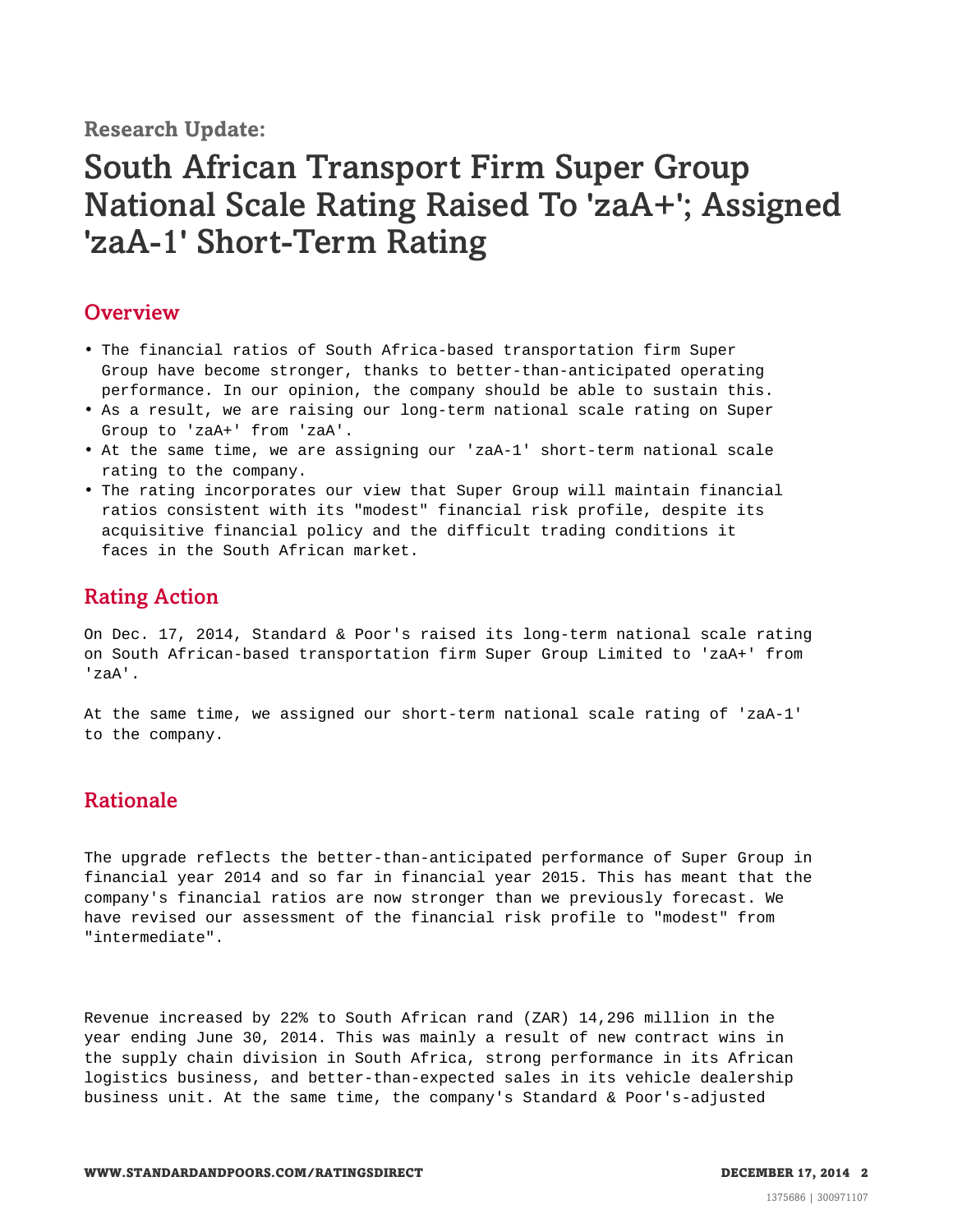Research Update:

# South African Transport Firm Super Group National Scale Rating Raised To 'zaA+'; Assigned 'zaA-1' Short-Term Rating

## Overview

- The financial ratios of South Africa-based transportation firm Super Group have become stronger, thanks to better-than-anticipated operating performance. In our opinion, the company should be able to sustain this.
- As a result, we are raising our long-term national scale rating on Super Group to 'zaA+' from 'zaA'.
- At the same time, we are assigning our 'zaA-1' short-term national scale rating to the company.
- The rating incorporates our view that Super Group will maintain financial ratios consistent with its "modest" financial risk profile, despite its acquisitive financial policy and the difficult trading conditions it faces in the South African market.

## Rating Action

On Dec. 17, 2014, Standard & Poor's raised its long-term national scale rating on South African-based transportation firm Super Group Limited to 'zaA+' from 'zaA'.

At the same time, we assigned our short-term national scale rating of 'zaA-1' to the company.

## Rationale

The upgrade reflects the better-than-anticipated performance of Super Group in financial year 2014 and so far in financial year 2015. This has meant that the company's financial ratios are now stronger than we previously forecast. We have revised our assessment of the financial risk profile to "modest" from "intermediate".

Revenue increased by 22% to South African rand (ZAR) 14,296 million in the year ending June 30, 2014. This was mainly a result of new contract wins in the supply chain division in South Africa, strong performance in its African logistics business, and better-than-expected sales in its vehicle dealership business unit. At the same time, the company's Standard & Poor's-adjusted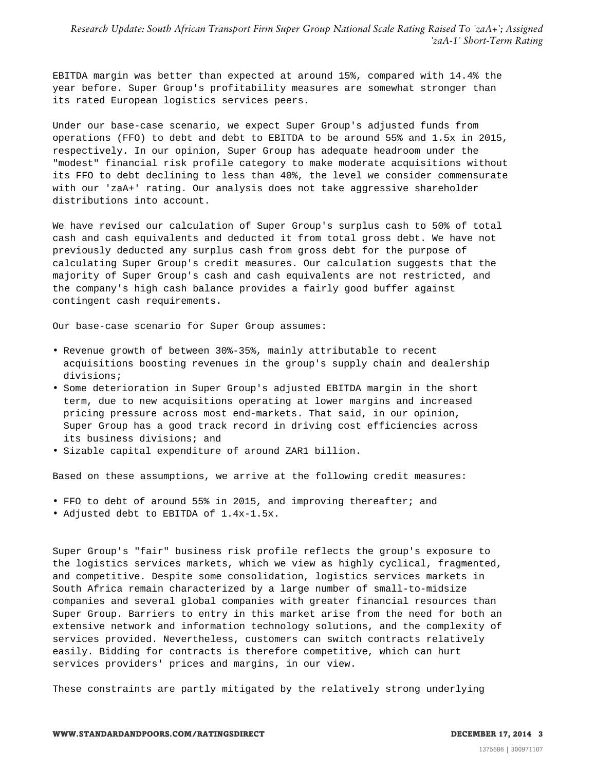EBITDA margin was better than expected at around 15%, compared with 14.4% the year before. Super Group's profitability measures are somewhat stronger than its rated European logistics services peers.

Under our base-case scenario, we expect Super Group's adjusted funds from operations (FFO) to debt and debt to EBITDA to be around 55% and 1.5x in 2015, respectively. In our opinion, Super Group has adequate headroom under the "modest" financial risk profile category to make moderate acquisitions without its FFO to debt declining to less than 40%, the level we consider commensurate with our 'zaA+' rating. Our analysis does not take aggressive shareholder distributions into account.

We have revised our calculation of Super Group's surplus cash to 50% of total cash and cash equivalents and deducted it from total gross debt. We have not previously deducted any surplus cash from gross debt for the purpose of calculating Super Group's credit measures. Our calculation suggests that the majority of Super Group's cash and cash equivalents are not restricted, and the company's high cash balance provides a fairly good buffer against contingent cash requirements.

Our base-case scenario for Super Group assumes:

- Revenue growth of between 30%-35%, mainly attributable to recent acquisitions boosting revenues in the group's supply chain and dealership divisions;
- Some deterioration in Super Group's adjusted EBITDA margin in the short term, due to new acquisitions operating at lower margins and increased pricing pressure across most end-markets. That said, in our opinion, Super Group has a good track record in driving cost efficiencies across its business divisions; and
- Sizable capital expenditure of around ZAR1 billion.

Based on these assumptions, we arrive at the following credit measures:

- FFO to debt of around 55% in 2015, and improving thereafter; and
- Adjusted debt to EBITDA of 1.4x-1.5x.

Super Group's "fair" business risk profile reflects the group's exposure to the logistics services markets, which we view as highly cyclical, fragmented, and competitive. Despite some consolidation, logistics services markets in South Africa remain characterized by a large number of small-to-midsize companies and several global companies with greater financial resources than Super Group. Barriers to entry in this market arise from the need for both an extensive network and information technology solutions, and the complexity of services provided. Nevertheless, customers can switch contracts relatively easily. Bidding for contracts is therefore competitive, which can hurt services providers' prices and margins, in our view.

These constraints are partly mitigated by the relatively strong underlying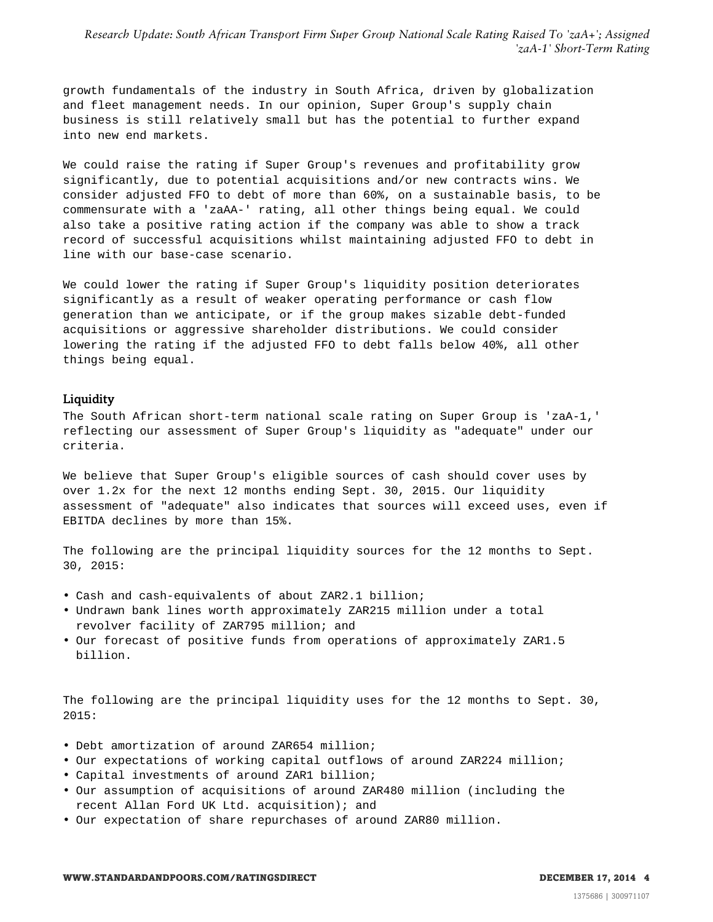growth fundamentals of the industry in South Africa, driven by globalization and fleet management needs. In our opinion, Super Group's supply chain business is still relatively small but has the potential to further expand into new end markets.

We could raise the rating if Super Group's revenues and profitability grow significantly, due to potential acquisitions and/or new contracts wins. We consider adjusted FFO to debt of more than 60%, on a sustainable basis, to be commensurate with a 'zaAA-' rating, all other things being equal. We could also take a positive rating action if the company was able to show a track record of successful acquisitions whilst maintaining adjusted FFO to debt in line with our base-case scenario.

We could lower the rating if Super Group's liquidity position deteriorates significantly as a result of weaker operating performance or cash flow generation than we anticipate, or if the group makes sizable debt-funded acquisitions or aggressive shareholder distributions. We could consider lowering the rating if the adjusted FFO to debt falls below 40%, all other things being equal.

## Liquidity

The South African short-term national scale rating on Super Group is 'zaA-1,' reflecting our assessment of Super Group's liquidity as "adequate" under our criteria.

We believe that Super Group's eligible sources of cash should cover uses by over 1.2x for the next 12 months ending Sept. 30, 2015. Our liquidity assessment of "adequate" also indicates that sources will exceed uses, even if EBITDA declines by more than 15%.

The following are the principal liquidity sources for the 12 months to Sept. 30, 2015:

- Cash and cash-equivalents of about ZAR2.1 billion;
- Undrawn bank lines worth approximately ZAR215 million under a total revolver facility of ZAR795 million; and
- Our forecast of positive funds from operations of approximately ZAR1.5 billion.

The following are the principal liquidity uses for the 12 months to Sept. 30, 2015:

- Debt amortization of around ZAR654 million;
- Our expectations of working capital outflows of around ZAR224 million;
- Capital investments of around ZAR1 billion;
- Our assumption of acquisitions of around ZAR480 million (including the recent Allan Ford UK Ltd. acquisition); and
- Our expectation of share repurchases of around ZAR80 million.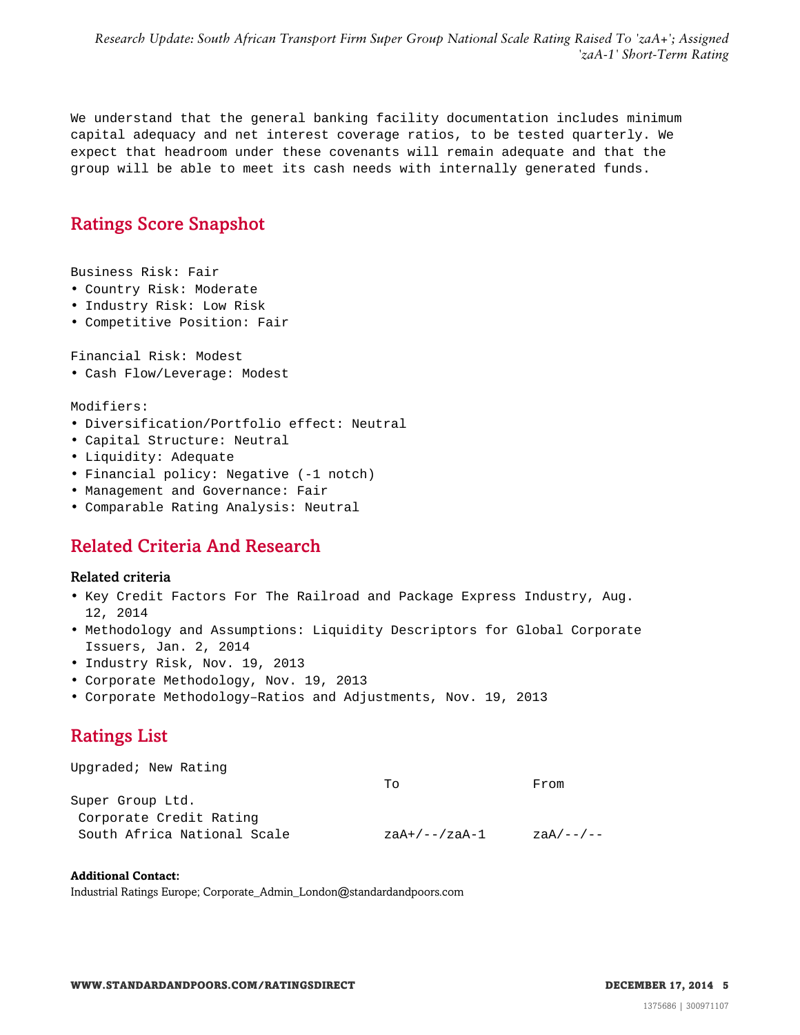We understand that the general banking facility documentation includes minimum capital adequacy and net interest coverage ratios, to be tested quarterly. We expect that headroom under these covenants will remain adequate and that the group will be able to meet its cash needs with internally generated funds.

## Ratings Score Snapshot

Business Risk: Fair

- Country Risk: Moderate
- Industry Risk: Low Risk
- Competitive Position: Fair

Financial Risk: Modest

- Cash Flow/Leverage: Modest

Modifiers:

- Diversification/Portfolio effect: Neutral
- Capital Structure: Neutral
- Liquidity: Adequate
- Financial policy: Negative (-1 notch)
- Management and Governance: Fair
- Comparable Rating Analysis: Neutral

## Related Criteria And Research

### Related criteria

- Key Credit Factors For The Railroad and Package Express Industry, Aug. 12, 2014
- Methodology and Assumptions: Liquidity Descriptors for Global Corporate Issuers, Jan. 2, 2014
- Industry Risk, Nov. 19, 2013
- Corporate Methodology, Nov. 19, 2013
- Corporate Methodology–Ratios and Adjustments, Nov. 19, 2013

## Ratings List

Upgraded; New Rating

| | To | From |
|---|---|---|
| Super Group Ltd. | | |
| Corporate Credit Rating | | |
| South Africa National Scale | zaA+/--/zaA-1 | zaA/--/-- |

**Additional Contact:**
Industrial Ratings Europe; Corporate_Admin_London@standardandpoors.com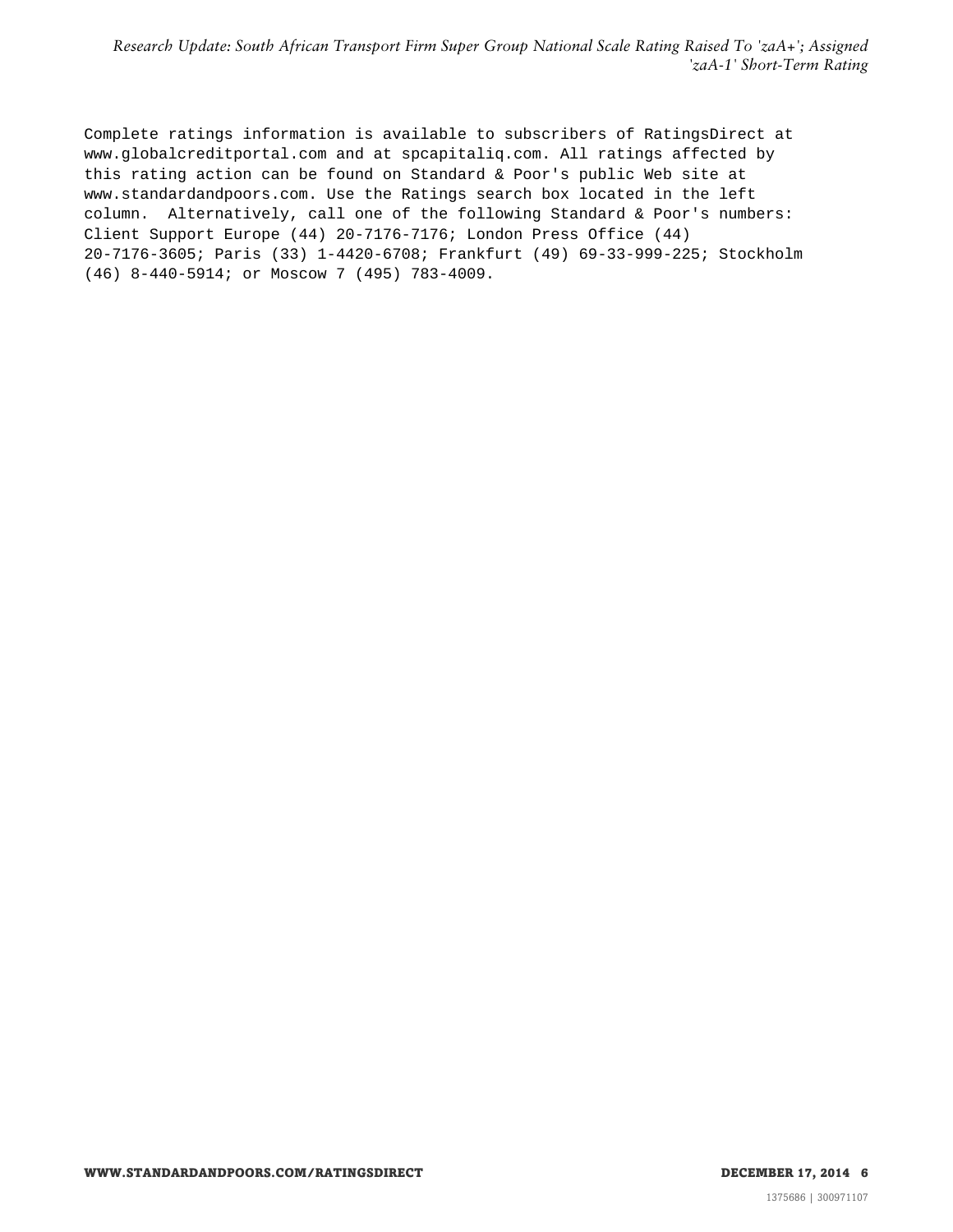Complete ratings information is available to subscribers of RatingsDirect at www.globalcreditportal.com and at spcapitaliq.com. All ratings affected by this rating action can be found on Standard & Poor's public Web site at www.standardandpoors.com. Use the Ratings search box located in the left column. Alternatively, call one of the following Standard & Poor's numbers: Client Support Europe (44) 20-7176-7176; London Press Office (44) 20-7176-3605; Paris (33) 1-4420-6708; Frankfurt (49) 69-33-999-225; Stockholm (46) 8-440-5914; or Moscow 7 (495) 783-4009.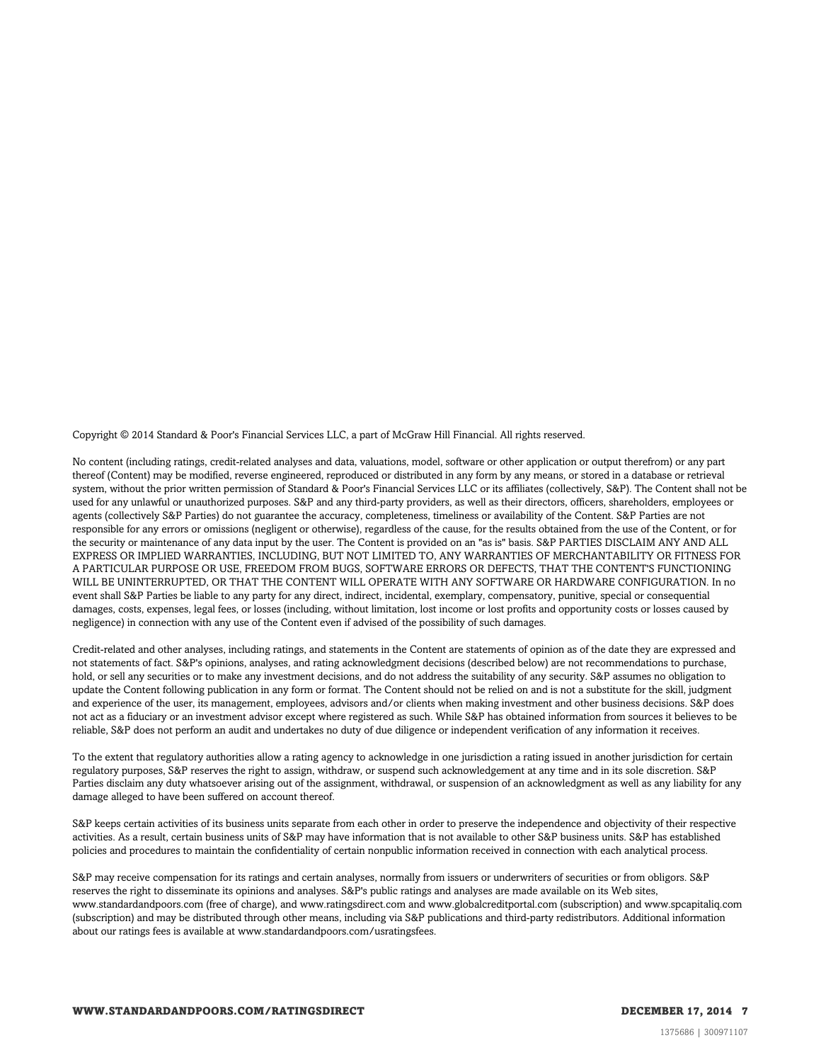Copyright © 2014 Standard & Poor's Financial Services LLC, a part of McGraw Hill Financial. All rights reserved.

No content (including ratings, credit-related analyses and data, valuations, model, software or other application or output therefrom) or any part thereof (Content) may be modified, reverse engineered, reproduced or distributed in any form by any means, or stored in a database or retrieval system, without the prior written permission of Standard & Poor's Financial Services LLC or its affiliates (collectively, S&P). The Content shall not be used for any unlawful or unauthorized purposes. S&P and any third-party providers, as well as their directors, officers, shareholders, employees or agents (collectively S&P Parties) do not guarantee the accuracy, completeness, timeliness or availability of the Content. S&P Parties are not responsible for any errors or omissions (negligent or otherwise), regardless of the cause, for the results obtained from the use of the Content, or for the security or maintenance of any data input by the user. The Content is provided on an "as is" basis. S&P PARTIES DISCLAIM ANY AND ALL EXPRESS OR IMPLIED WARRANTIES, INCLUDING, BUT NOT LIMITED TO, ANY WARRANTIES OF MERCHANTABILITY OR FITNESS FOR A PARTICULAR PURPOSE OR USE, FREEDOM FROM BUGS, SOFTWARE ERRORS OR DEFECTS, THAT THE CONTENT'S FUNCTIONING WILL BE UNINTERRUPTED, OR THAT THE CONTENT WILL OPERATE WITH ANY SOFTWARE OR HARDWARE CONFIGURATION. In no event shall S&P Parties be liable to any party for any direct, indirect, incidental, exemplary, compensatory, punitive, special or consequential damages, costs, expenses, legal fees, or losses (including, without limitation, lost income or lost profits and opportunity costs or losses caused by negligence) in connection with any use of the Content even if advised of the possibility of such damages.

Credit-related and other analyses, including ratings, and statements in the Content are statements of opinion as of the date they are expressed and not statements of fact. S&P's opinions, analyses, and rating acknowledgment decisions (described below) are not recommendations to purchase, hold, or sell any securities or to make any investment decisions, and do not address the suitability of any security. S&P assumes no obligation to update the Content following publication in any form or format. The Content should not be relied on and is not a substitute for the skill, judgment and experience of the user, its management, employees, advisors and/or clients when making investment and other business decisions. S&P does not act as a fiduciary or an investment advisor except where registered as such. While S&P has obtained information from sources it believes to be reliable, S&P does not perform an audit and undertakes no duty of due diligence or independent verification of any information it receives.

To the extent that regulatory authorities allow a rating agency to acknowledge in one jurisdiction a rating issued in another jurisdiction for certain regulatory purposes, S&P reserves the right to assign, withdraw, or suspend such acknowledgement at any time and in its sole discretion. S&P Parties disclaim any duty whatsoever arising out of the assignment, withdrawal, or suspension of an acknowledgment as well as any liability for any damage alleged to have been suffered on account thereof.

S&P keeps certain activities of its business units separate from each other in order to preserve the independence and objectivity of their respective activities. As a result, certain business units of S&P may have information that is not available to other S&P business units. S&P has established policies and procedures to maintain the confidentiality of certain nonpublic information received in connection with each analytical process.

S&P may receive compensation for its ratings and certain analyses, normally from issuers or underwriters of securities or from obligors. S&P reserves the right to disseminate its opinions and analyses. S&P's public ratings and analyses are made available on its Web sites, www.standardandpoors.com (free of charge), and www.ratingsdirect.com and www.globalcreditportal.com (subscription) and www.spcapitaliq.com (subscription) and may be distributed through other means, including via S&P publications and third-party redistributors. Additional information about our ratings fees is available at www.standardandpoors.com/usratingsfees.